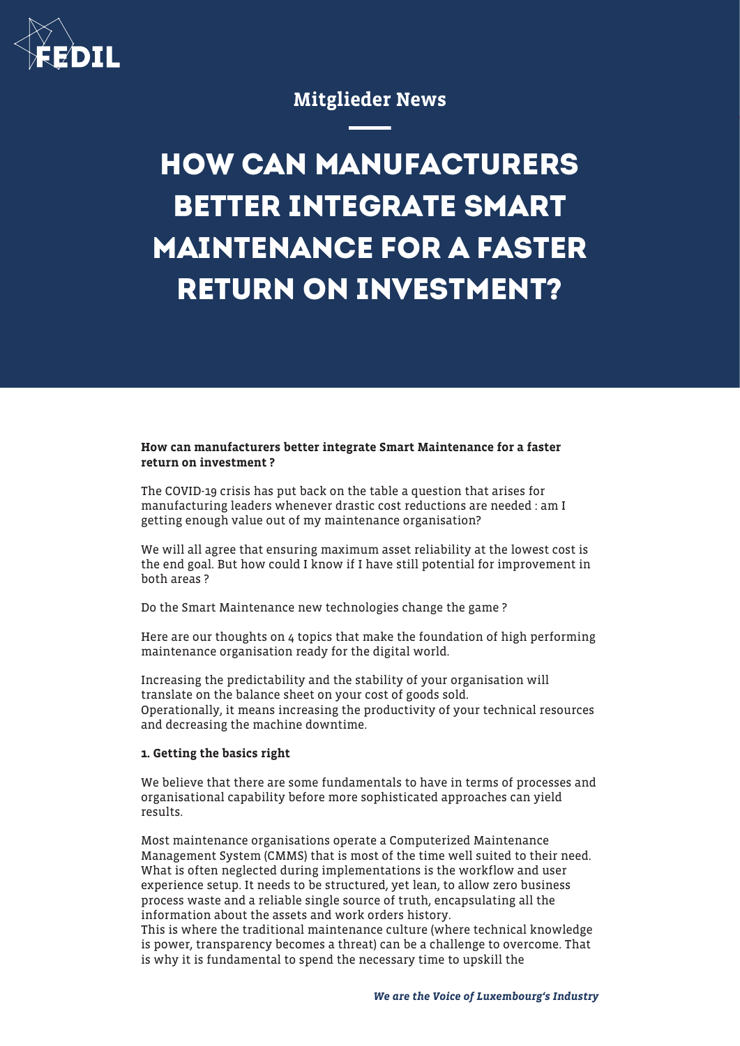Mitglieder News

# HOW CAN MANUFACTURERS BETTER INTEGRATE SMART MAINTENANCE FOR A FASTER RETURN ON INVESTMENT?

**How can manufacturers better integrate Smart Maintenance for a faster return on investment ?**

The COVID-19 crisis has put back on the table a question that arises for manufacturing leaders whenever drastic cost reductions are needed : am I getting enough value out of my maintenance organisation?

We will all agree that ensuring maximum asset reliability at the lowest cost is the end goal. But how could I know if I have still potential for improvement in both areas ?

Do the Smart Maintenance new technologies change the game ?

Here are our thoughts on 4 topics that make the foundation of high performing maintenance organisation ready for the digital world.

Increasing the predictability and the stability of your organisation will translate on the balance sheet on your cost of goods sold.
Operationally, it means increasing the productivity of your technical resources and decreasing the machine downtime.

**1. Getting the basics right**

We believe that there are some fundamentals to have in terms of processes and organisational capability before more sophisticated approaches can yield results.

Most maintenance organisations operate a Computerized Maintenance Management System (CMMS) that is most of the time well suited to their need. What is often neglected during implementations is the workflow and user experience setup. It needs to be structured, yet lean, to allow zero business process waste and a reliable single source of truth, encapsulating all the information about the assets and work orders history.
This is where the traditional maintenance culture (where technical knowledge is power, transparency becomes a threat) can be a challenge to overcome. That is why it is fundamental to spend the necessary time to upskill the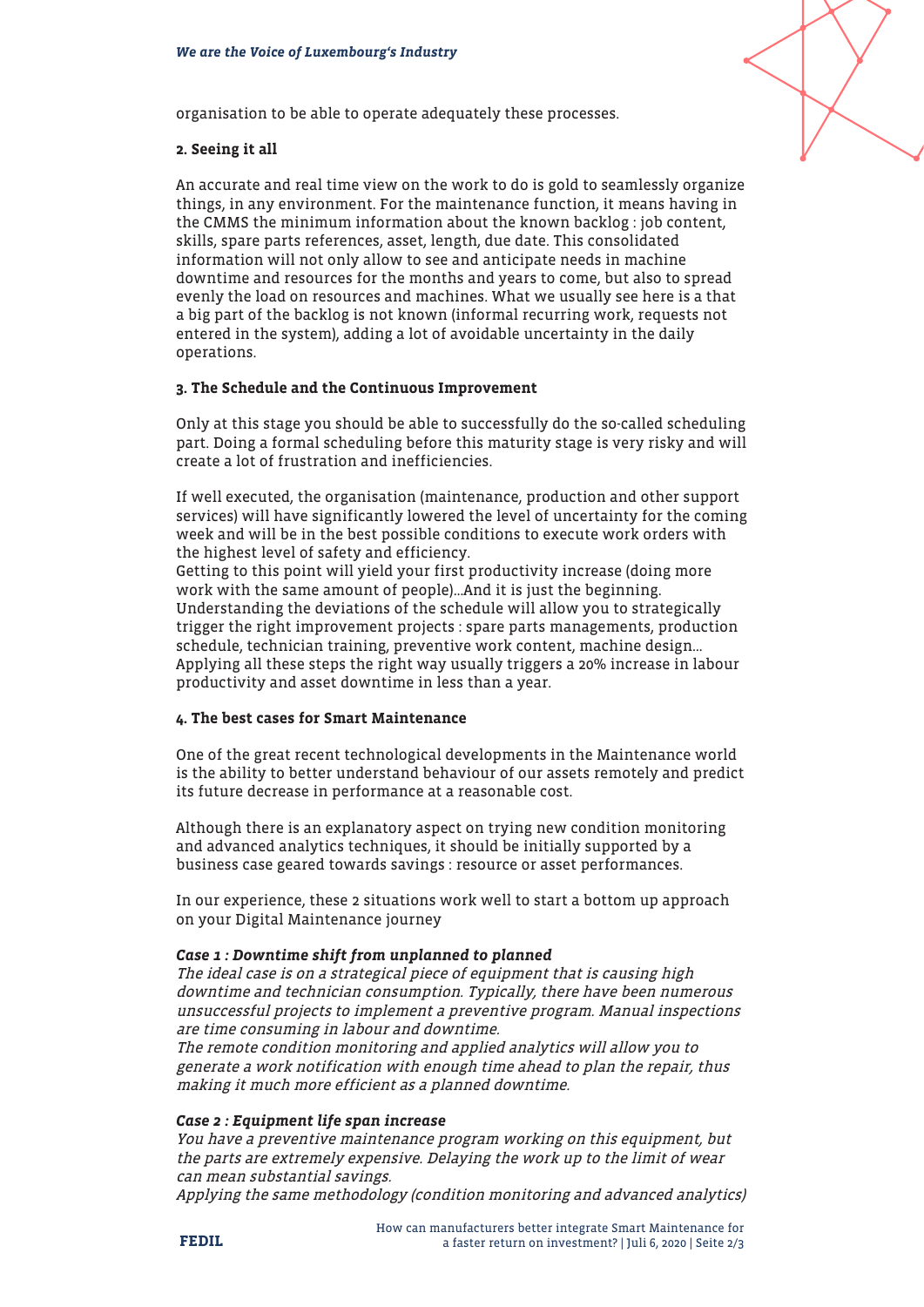organisation to be able to operate adequately these processes.

**2. Seeing it all**

An accurate and real time view on the work to do is gold to seamlessly organize things, in any environment. For the maintenance function, it means having in the CMMS the minimum information about the known backlog : job content, skills, spare parts references, asset, length, due date. This consolidated information will not only allow to see and anticipate needs in machine downtime and resources for the months and years to come, but also to spread evenly the load on resources and machines. What we usually see here is a that a big part of the backlog is not known (informal recurring work, requests not entered in the system), adding a lot of avoidable uncertainty in the daily operations.

**3. The Schedule and the Continuous Improvement**

Only at this stage you should be able to successfully do the so-called scheduling part. Doing a formal scheduling before this maturity stage is very risky and will create a lot of frustration and inefficiencies.

If well executed, the organisation (maintenance, production and other support services) will have significantly lowered the level of uncertainty for the coming week and will be in the best possible conditions to execute work orders with the highest level of safety and efficiency.
Getting to this point will yield your first productivity increase (doing more work with the same amount of people)…And it is just the beginning.
Understanding the deviations of the schedule will allow you to strategically trigger the right improvement projects : spare parts managements, production schedule, technician training, preventive work content, machine design…
Applying all these steps the right way usually triggers a 20% increase in labour productivity and asset downtime in less than a year.

**4. The best cases for Smart Maintenance**

One of the great recent technological developments in the Maintenance world is the ability to better understand behaviour of our assets remotely and predict its future decrease in performance at a reasonable cost.

Although there is an explanatory aspect on trying new condition monitoring and advanced analytics techniques, it should be initially supported by a business case geared towards savings : resource or asset performances.

In our experience, these 2 situations work well to start a bottom up approach on your Digital Maintenance journey

***Case 1 : Downtime shift from unplanned to planned***
*The ideal case is on a strategical piece of equipment that is causing high downtime and technician consumption. Typically, there have been numerous unsuccessful projects to implement a preventive program. Manual inspections are time consuming in labour and downtime.*
*The remote condition monitoring and applied analytics will allow you to generate a work notification with enough time ahead to plan the repair, thus making it much more efficient as a planned downtime.*

***Case 2 : Equipment life span increase***
*You have a preventive maintenance program working on this equipment, but the parts are extremely expensive. Delaying the work up to the limit of wear can mean substantial savings.*
*Applying the same methodology (condition monitoring and advanced analytics)*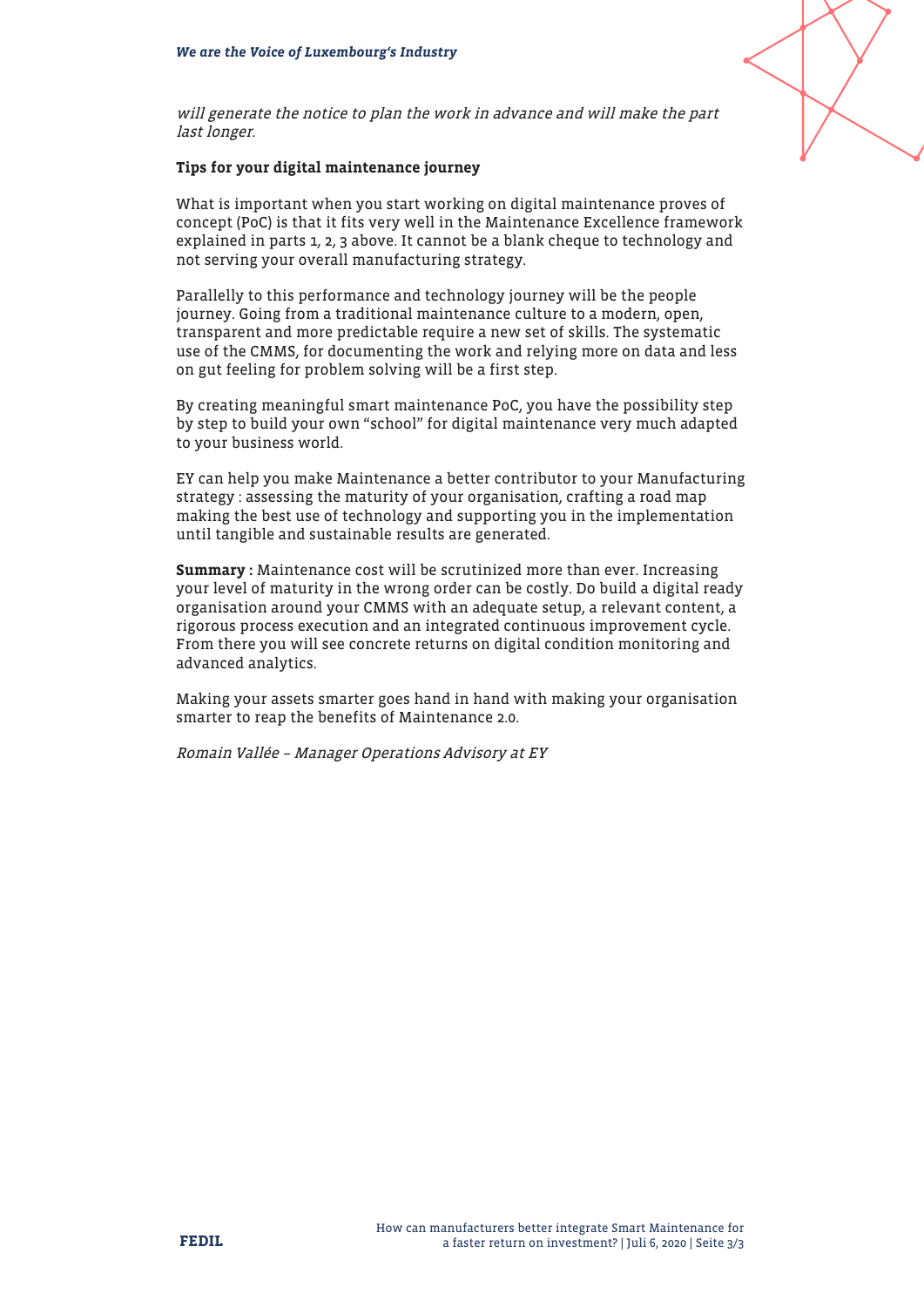*will generate the notice to plan the work in advance and will make the part last longer.*

**Tips for your digital maintenance journey**

What is important when you start working on digital maintenance proves of concept (PoC) is that it fits very well in the Maintenance Excellence framework explained in parts 1, 2, 3 above. It cannot be a blank cheque to technology and not serving your overall manufacturing strategy.

Parallelly to this performance and technology journey will be the people journey. Going from a traditional maintenance culture to a modern, open, transparent and more predictable require a new set of skills. The systematic use of the CMMS, for documenting the work and relying more on data and less on gut feeling for problem solving will be a first step.

By creating meaningful smart maintenance PoC, you have the possibility step by step to build your own "school" for digital maintenance very much adapted to your business world.

EY can help you make Maintenance a better contributor to your Manufacturing strategy : assessing the maturity of your organisation, crafting a road map making the best use of technology and supporting you in the implementation until tangible and sustainable results are generated.

**Summary :** Maintenance cost will be scrutinized more than ever. Increasing your level of maturity in the wrong order can be costly. Do build a digital ready organisation around your CMMS with an adequate setup, a relevant content, a rigorous process execution and an integrated continuous improvement cycle. From there you will see concrete returns on digital condition monitoring and advanced analytics.

Making your assets smarter goes hand in hand with making your organisation smarter to reap the benefits of Maintenance 2.0.

*Romain Vallée – Manager Operations Advisory at EY*